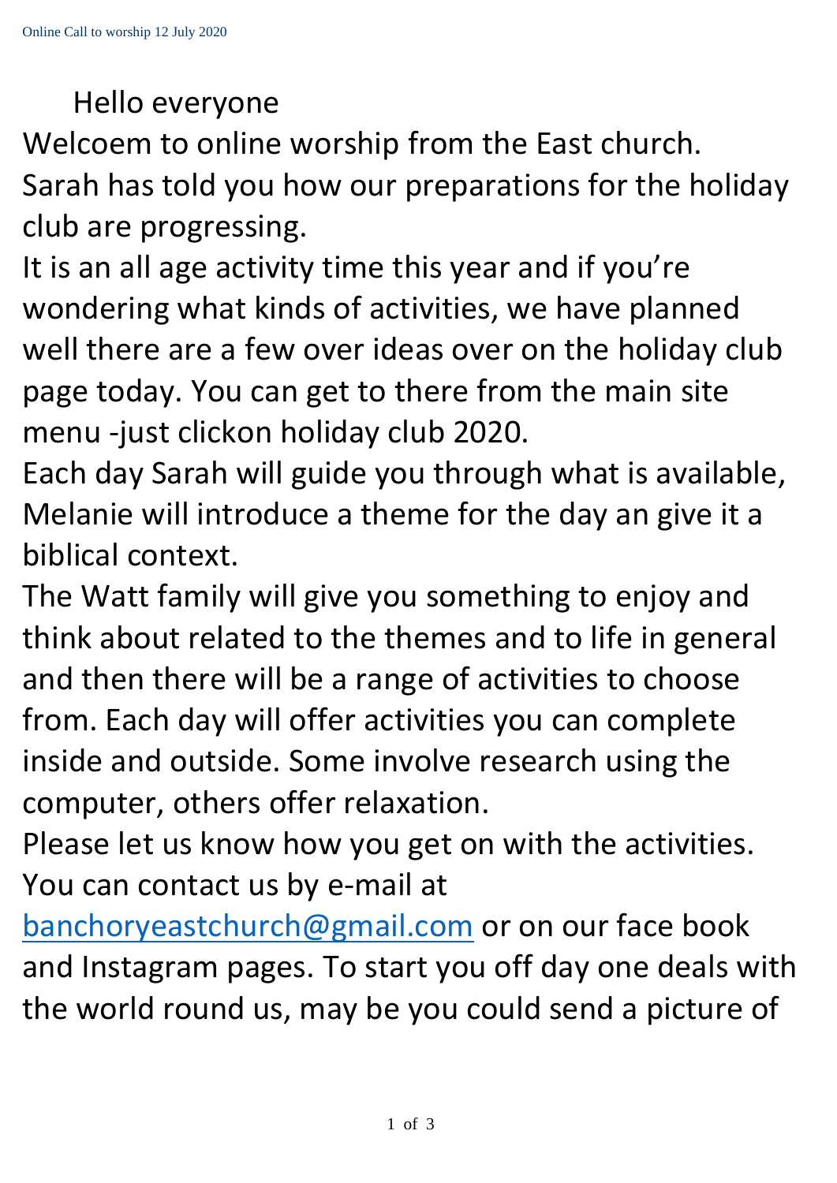Hello everyone

Welcoem to online worship from the East church.

Sarah has told you how our preparations for the holiday club are progressing.

It is an all age activity time this year and if you're wondering what kinds of activities, we have planned well there are a few over ideas over on the holiday club page today. You can get to there from the main site menu -just clickon holiday club 2020.

Each day Sarah will guide you through what is available, Melanie will introduce a theme for the day an give it a biblical context.

The Watt family will give you something to enjoy and think about related to the themes and to life in general and then there will be a range of activities to choose from. Each day will offer activities you can complete inside and outside. Some involve research using the computer, others offer relaxation.

Please let us know how you get on with the activities.

You can contact us by e-mail at banchoryeastchurch@gmail.com or on our face book and Instagram pages. To start you off day one deals with the world round us, may be you could send a picture of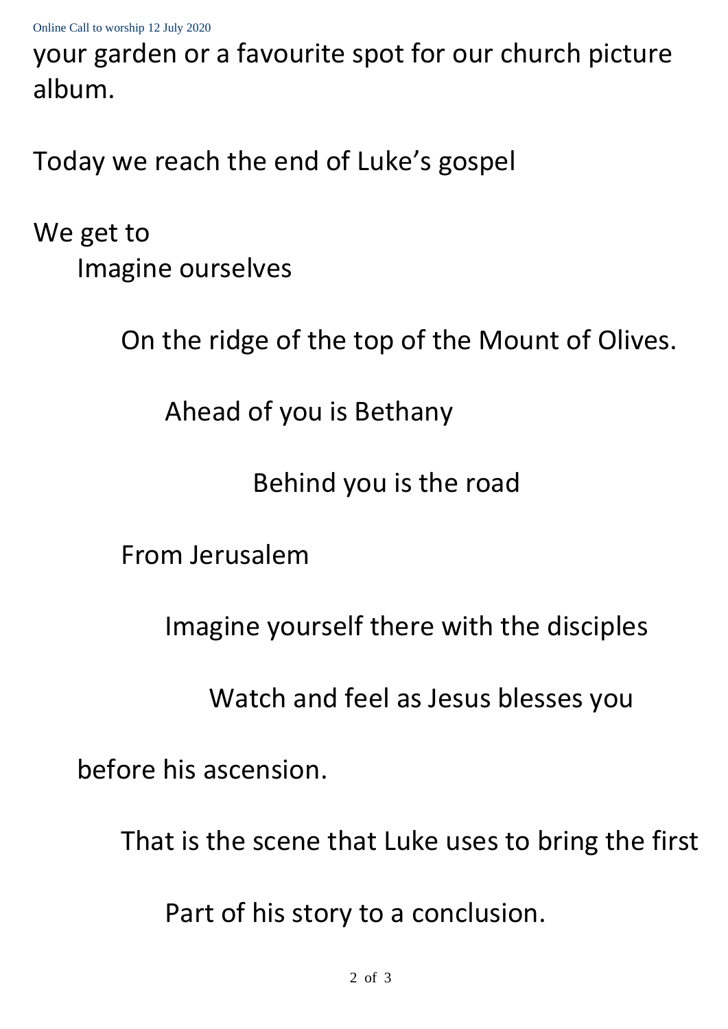your garden or a favourite spot for our church picture album.

Today we reach the end of Luke's gospel

We get to
Imagine ourselves

On the ridge of the top of the Mount of Olives.

Ahead of you is Bethany

Behind you is the road

From Jerusalem

Imagine yourself there with the disciples

Watch and feel as Jesus blesses you

before his ascension.

That is the scene that Luke uses to bring the first

Part of his story to a conclusion.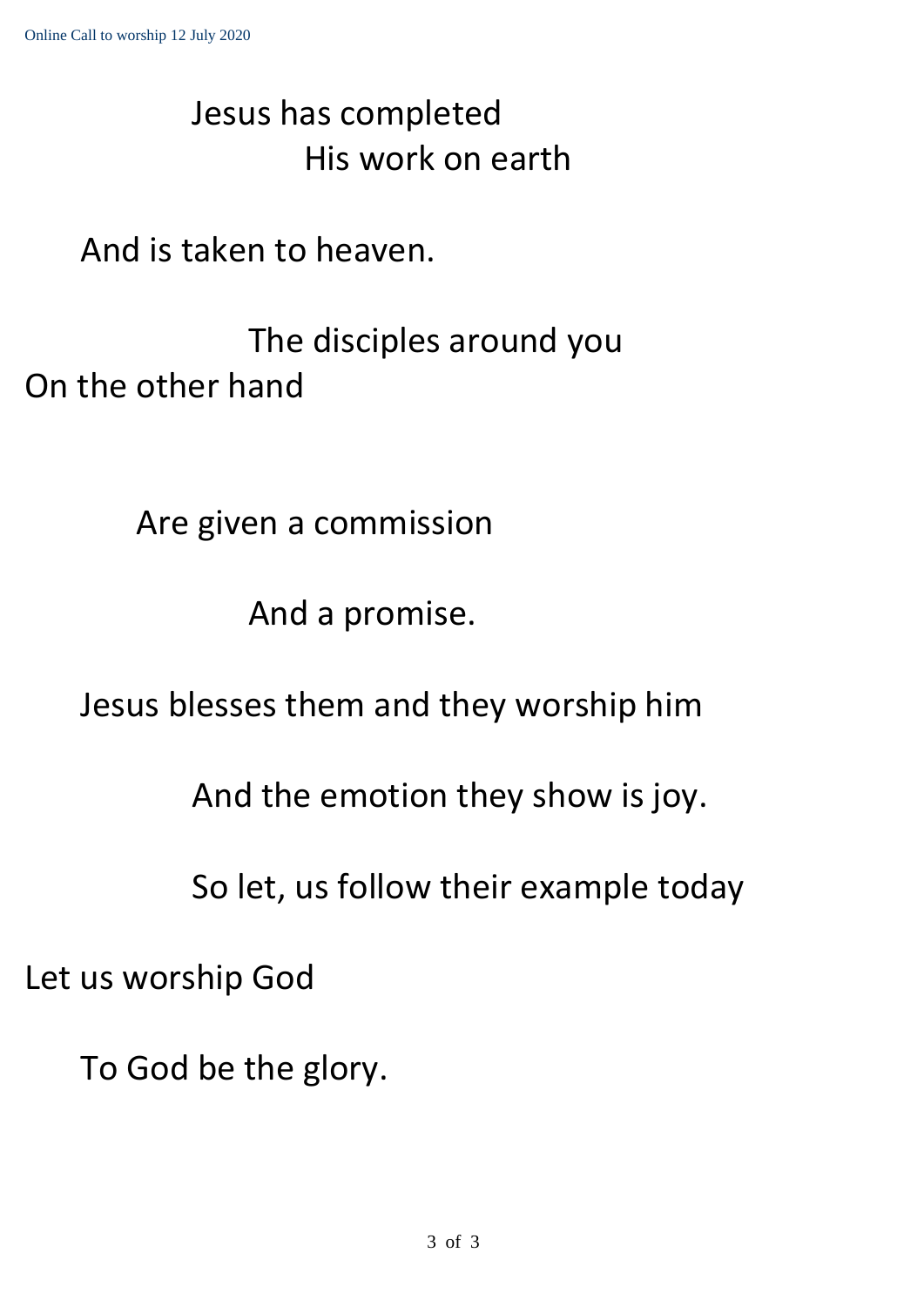Jesus has completed
His work on earth

And is taken to heaven.

The disciples around you
On the other hand

Are given a commission

And a promise.

Jesus blesses them and they worship him

And the emotion they show is joy.

So let, us follow their example today

Let us worship God

To God be the glory.